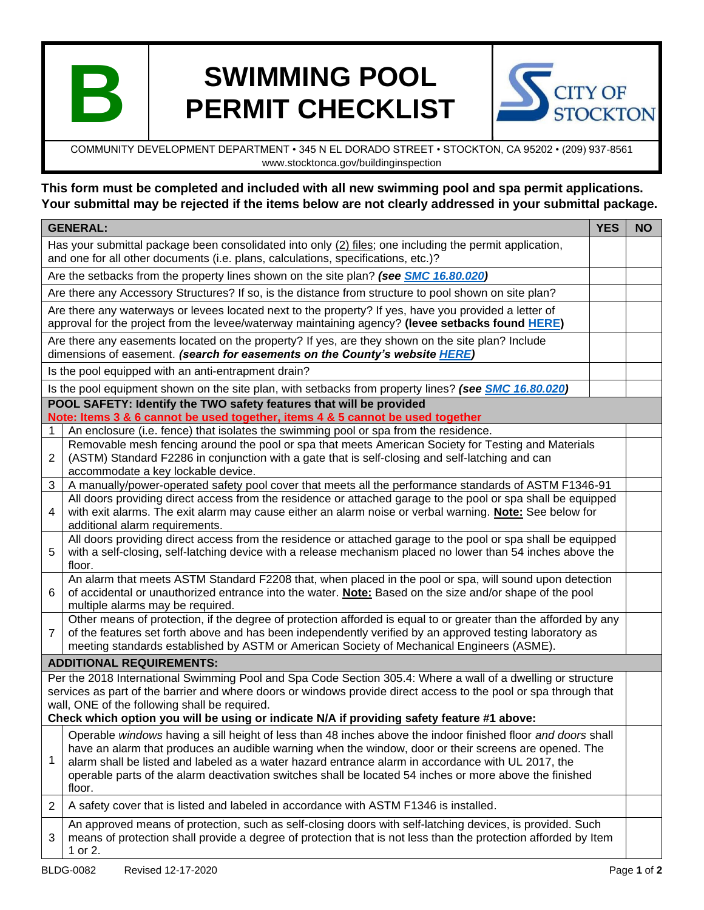# B SWIMMING POOL PERMIT CHECKLIST

CITY OF STOCKTON

COMMUNITY DEVELOPMENT DEPARTMENT • 345 N EL DORADO STREET • STOCKTON, CA 95202 • (209) 937-8561
www.stocktonca.gov/buildinginspection

**This form must be completed and included with all new swimming pool and spa permit applications. Your submittal may be rejected if the items below are not clearly addressed in your submittal package.**

| **GENERAL:** | **YES** | **NO** |
|---|---|---|
| Has your submittal package been consolidated into only (2) files; one including the permit application, and one for all other documents (i.e. plans, calculations, specifications, etc.)? | | |
| Are the setbacks from the property lines shown on the site plan? ***(see SMC 16.80.020)*** | | |
| Are there any Accessory Structures? If so, is the distance from structure to pool shown on site plan? | | |
| Are there any waterways or levees located next to the property? If yes, have you provided a letter of approval for the project from the levee/waterway maintaining agency? **(levee setbacks found HERE)** | | |
| Are there any easements located on the property? If yes, are they shown on the site plan? Include dimensions of easement. ***(search for easements on the County's website HERE)*** | | |
| Is the pool equipped with an anti-entrapment drain? | | |
| Is the pool equipment shown on the site plan, with setbacks from property lines? ***(see SMC 16.80.020)*** | | |

| | **POOL SAFETY: Identify the TWO safety features that will be provided** **Note: Items 3 & 6 cannot be used together, items 4 & 5 cannot be used together** | |
|---|---|---|
| 1 | An enclosure (i.e. fence) that isolates the swimming pool or spa from the residence. | |
| 2 | Removable mesh fencing around the pool or spa that meets American Society for Testing and Materials (ASTM) Standard F2286 in conjunction with a gate that is self-closing and self-latching and can accommodate a key lockable device. | |
| 3 | A manually/power-operated safety pool cover that meets all the performance standards of ASTM F1346-91 | |
| 4 | All doors providing direct access from the residence or attached garage to the pool or spa shall be equipped with exit alarms. The exit alarm may cause either an alarm noise or verbal warning. **Note:** See below for additional alarm requirements. | |
| 5 | All doors providing direct access from the residence or attached garage to the pool or spa shall be equipped with a self-closing, self-latching device with a release mechanism placed no lower than 54 inches above the floor. | |
| 6 | An alarm that meets ASTM Standard F2208 that, when placed in the pool or spa, will sound upon detection of accidental or unauthorized entrance into the water. **Note:** Based on the size and/or shape of the pool multiple alarms may be required. | |
| 7 | Other means of protection, if the degree of protection afforded is equal to or greater than the afforded by any of the features set forth above and has been independently verified by an approved testing laboratory as meeting standards established by ASTM or American Society of Mechanical Engineers (ASME). | |

| | **ADDITIONAL REQUIREMENTS:** | |
|---|---|---|
| | Per the 2018 International Swimming Pool and Spa Code Section 305.4: Where a wall of a dwelling or structure services as part of the barrier and where doors or windows provide direct access to the pool or spa through that wall, ONE of the following shall be required. **Check which option you will be using or indicate N/A if providing safety feature #1 above:** | |
| 1 | Operable *windows* having a sill height of less than 48 inches above the indoor finished floor *and doors* shall have an alarm that produces an audible warning when the window, door or their screens are opened. The alarm shall be listed and labeled as a water hazard entrance alarm in accordance with UL 2017, the operable parts of the alarm deactivation switches shall be located 54 inches or more above the finished floor. | |
| 2 | A safety cover that is listed and labeled in accordance with ASTM F1346 is installed. | |
| 3 | An approved means of protection, such as self-closing doors with self-latching devices, is provided. Such means of protection shall provide a degree of protection that is not less than the protection afforded by Item 1 or 2. | |

BLDG-0082 Revised 12-17-2020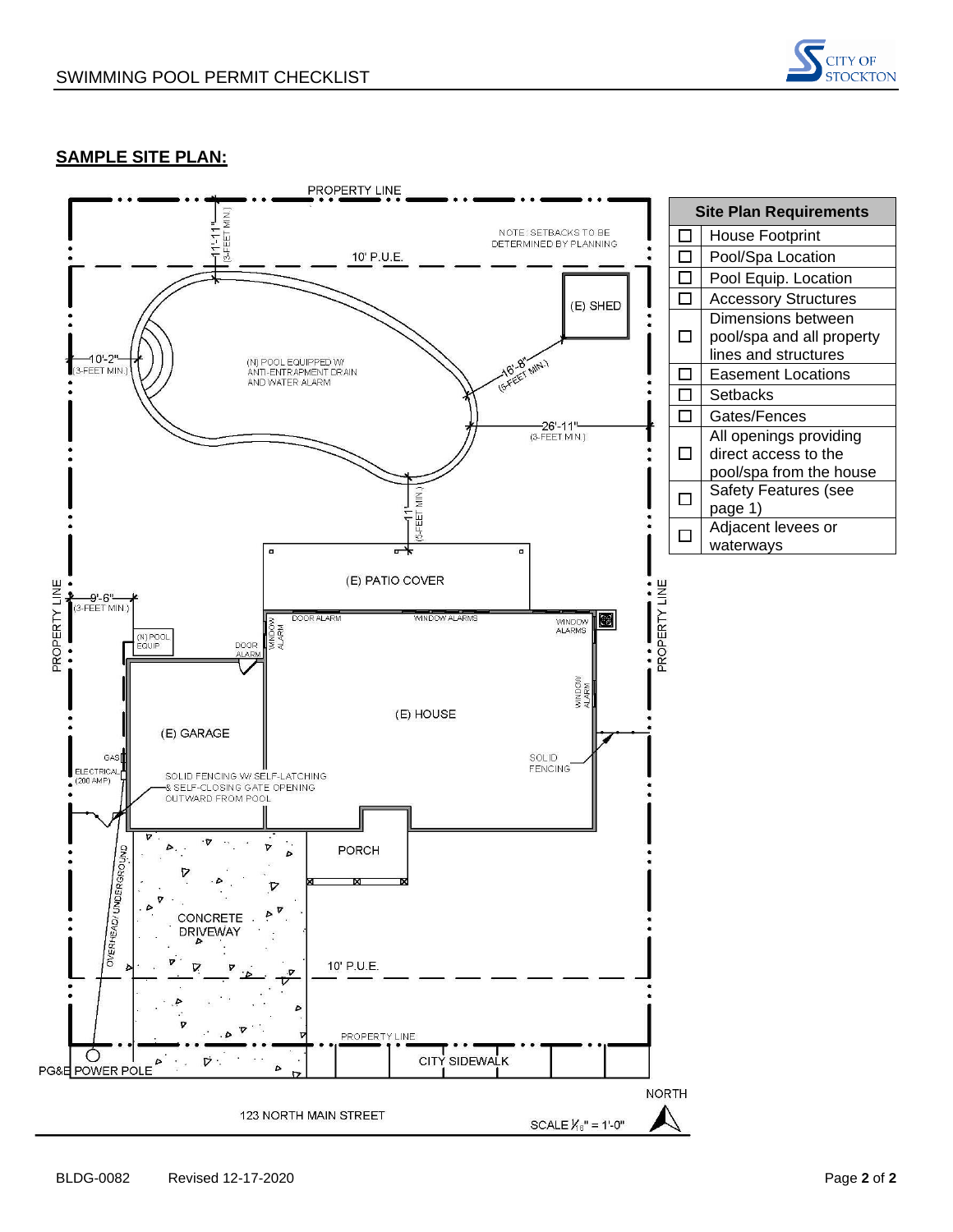## SAMPLE SITE PLAN:

PROPERTY LINE

11'-11" (3-FEET MIN.)

NOTE: SETBACKS TO BE DETERMINED BY PLANNING

10' P.U.E.

(E) SHED

10'-2" (3-FEET MIN.)

(N) POOL EQUIPPED W/ ANTI-ENTRAPMENT DRAIN AND WATER ALARM

16'-8" (5-FEET MIN.)

26'-11" (3-FEET MIN.)

11' (5-FEET MIN.)

(E) PATIO COVER

9'-6" (3-FEET MIN.)

PROPERTY LINE

PROPERTY LINE

DOOR ALARM

WINDOW ALARMS

WINDOW ALARMS

WINDOW ALARM

(N) POOL EQUIP

DOOR ALARM

WINDOW ALARM

(E) HOUSE

(E) GARAGE

GAS

ELECTRICAL (200 AMP)

SOLID FENCING

SOLID FENCING W/ SELF-LATCHING & SELF-CLOSING GATE OPENING OUTWARD FROM POOL

PORCH

OVERHEAD/ UNDERGROUND

CONCRETE DRIVEWAY

10' P.U.E.

PROPERTY LINE

CITY SIDEWALK

PG&E POWER POLE

NORTH

123 NORTH MAIN STREET

SCALE 1/16" = 1'-0"

| Site Plan Requirements | |
|---|---|
| ☐ | House Footprint |
| ☐ | Pool/Spa Location |
| ☐ | Pool Equip. Location |
| ☐ | Accessory Structures |
| ☐ | Dimensions between pool/spa and all property lines and structures |
| ☐ | Easement Locations |
| ☐ | Setbacks |
| ☐ | Gates/Fences |
| ☐ | All openings providing direct access to the pool/spa from the house |
| ☐ | Safety Features (see page 1) |
| ☐ | Adjacent levees or waterways |

BLDG-0082 Revised 12-17-2020